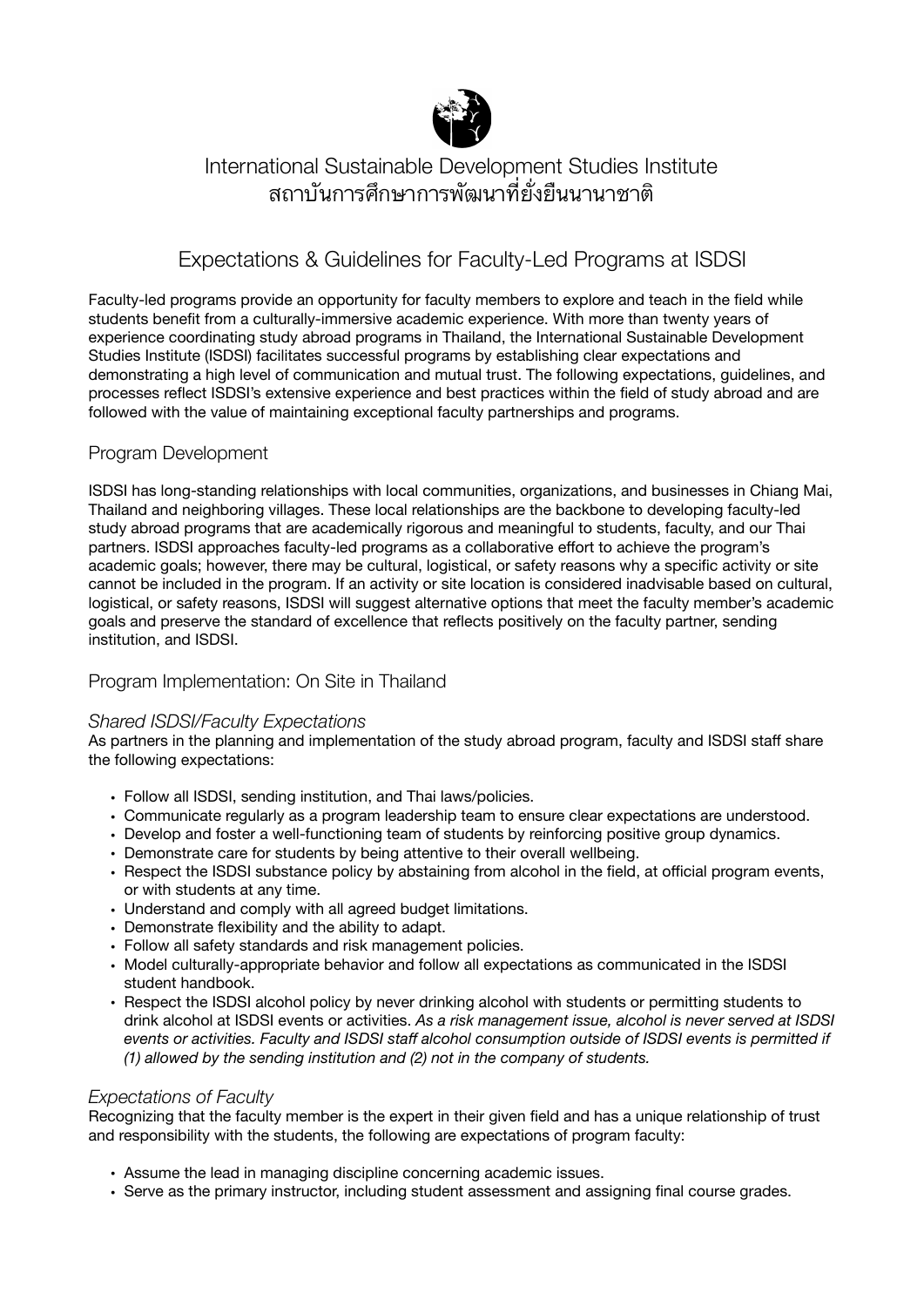International Sustainable Development Studies Institute
สถาบันการศึกษาการพัฒนาที่ยั่งยืนนานาชาติ

# Expectations & Guidelines for Faculty-Led Programs at ISDSI

Faculty-led programs provide an opportunity for faculty members to explore and teach in the field while students benefit from a culturally-immersive academic experience. With more than twenty years of experience coordinating study abroad programs in Thailand, the International Sustainable Development Studies Institute (ISDSI) facilitates successful programs by establishing clear expectations and demonstrating a high level of communication and mutual trust. The following expectations, guidelines, and processes reflect ISDSI's extensive experience and best practices within the field of study abroad and are followed with the value of maintaining exceptional faculty partnerships and programs.

## Program Development

ISDSI has long-standing relationships with local communities, organizations, and businesses in Chiang Mai, Thailand and neighboring villages. These local relationships are the backbone to developing faculty-led study abroad programs that are academically rigorous and meaningful to students, faculty, and our Thai partners. ISDSI approaches faculty-led programs as a collaborative effort to achieve the program's academic goals; however, there may be cultural, logistical, or safety reasons why a specific activity or site cannot be included in the program. If an activity or site location is considered inadvisable based on cultural, logistical, or safety reasons, ISDSI will suggest alternative options that meet the faculty member's academic goals and preserve the standard of excellence that reflects positively on the faculty partner, sending institution, and ISDSI.

## Program Implementation: On Site in Thailand

### *Shared ISDSI/Faculty Expectations*

As partners in the planning and implementation of the study abroad program, faculty and ISDSI staff share the following expectations:

- Follow all ISDSI, sending institution, and Thai laws/policies.
- Communicate regularly as a program leadership team to ensure clear expectations are understood.
- Develop and foster a well-functioning team of students by reinforcing positive group dynamics.
- Demonstrate care for students by being attentive to their overall wellbeing.
- Respect the ISDSI substance policy by abstaining from alcohol in the field, at official program events, or with students at any time.
- Understand and comply with all agreed budget limitations.
- Demonstrate flexibility and the ability to adapt.
- Follow all safety standards and risk management policies.
- Model culturally-appropriate behavior and follow all expectations as communicated in the ISDSI student handbook.
- Respect the ISDSI alcohol policy by never drinking alcohol with students or permitting students to drink alcohol at ISDSI events or activities. *As a risk management issue, alcohol is never served at ISDSI events or activities. Faculty and ISDSI staff alcohol consumption outside of ISDSI events is permitted if (1) allowed by the sending institution and (2) not in the company of students.*

### *Expectations of Faculty*

Recognizing that the faculty member is the expert in their given field and has a unique relationship of trust and responsibility with the students, the following are expectations of program faculty:

- Assume the lead in managing discipline concerning academic issues.
- Serve as the primary instructor, including student assessment and assigning final course grades.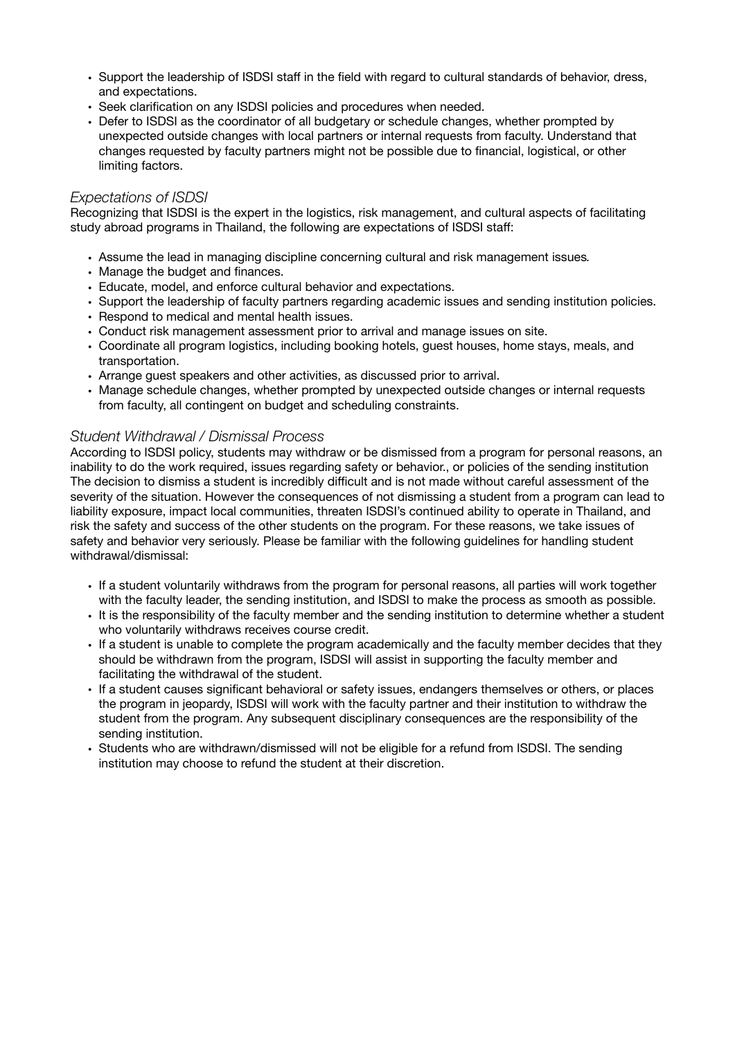- Support the leadership of ISDSI staff in the field with regard to cultural standards of behavior, dress, and expectations.
- Seek clarification on any ISDSI policies and procedures when needed.
- Defer to ISDSI as the coordinator of all budgetary or schedule changes, whether prompted by unexpected outside changes with local partners or internal requests from faculty. Understand that changes requested by faculty partners might not be possible due to financial, logistical, or other limiting factors.

### *Expectations of ISDSI*

Recognizing that ISDSI is the expert in the logistics, risk management, and cultural aspects of facilitating study abroad programs in Thailand, the following are expectations of ISDSI staff:

- Assume the lead in managing discipline concerning cultural and risk management issues.
- Manage the budget and finances.
- Educate, model, and enforce cultural behavior and expectations.
- Support the leadership of faculty partners regarding academic issues and sending institution policies.
- Respond to medical and mental health issues.
- Conduct risk management assessment prior to arrival and manage issues on site.
- Coordinate all program logistics, including booking hotels, guest houses, home stays, meals, and transportation.
- Arrange guest speakers and other activities, as discussed prior to arrival.
- Manage schedule changes, whether prompted by unexpected outside changes or internal requests from faculty, all contingent on budget and scheduling constraints.

### *Student Withdrawal / Dismissal Process*

According to ISDSI policy, students may withdraw or be dismissed from a program for personal reasons, an inability to do the work required, issues regarding safety or behavior., or policies of the sending institution The decision to dismiss a student is incredibly difficult and is not made without careful assessment of the severity of the situation. However the consequences of not dismissing a student from a program can lead to liability exposure, impact local communities, threaten ISDSI's continued ability to operate in Thailand, and risk the safety and success of the other students on the program. For these reasons, we take issues of safety and behavior very seriously. Please be familiar with the following guidelines for handling student withdrawal/dismissal:

- If a student voluntarily withdraws from the program for personal reasons, all parties will work together with the faculty leader, the sending institution, and ISDSI to make the process as smooth as possible.
- It is the responsibility of the faculty member and the sending institution to determine whether a student who voluntarily withdraws receives course credit.
- If a student is unable to complete the program academically and the faculty member decides that they should be withdrawn from the program, ISDSI will assist in supporting the faculty member and facilitating the withdrawal of the student.
- If a student causes significant behavioral or safety issues, endangers themselves or others, or places the program in jeopardy, ISDSI will work with the faculty partner and their institution to withdraw the student from the program. Any subsequent disciplinary consequences are the responsibility of the sending institution.
- Students who are withdrawn/dismissed will not be eligible for a refund from ISDSI. The sending institution may choose to refund the student at their discretion.